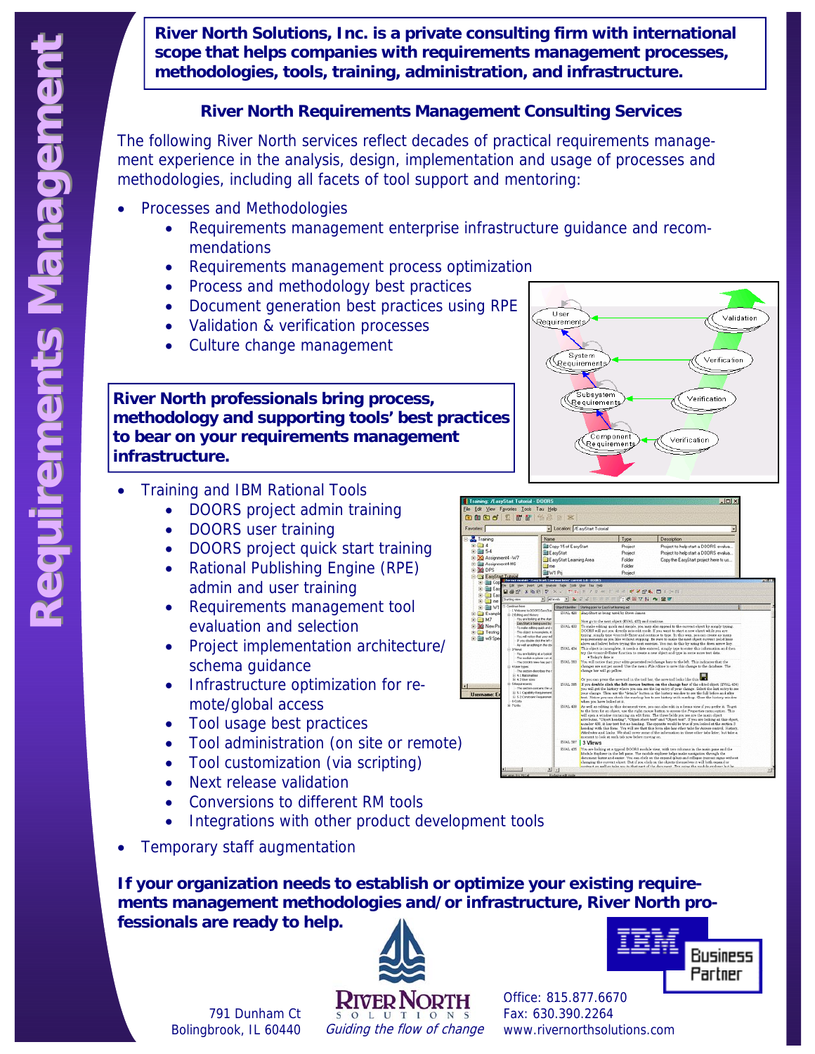# Requirements Management

**River North Solutions, Inc. is a private consulting firm with international scope that helps companies with requirements management processes, methodologies, tools, training, administration, and infrastructure.**

## River North Requirements Management Consulting Services

The following River North services reflect decades of practical requirements management experience in the analysis, design, implementation and usage of processes and methodologies, including all facets of tool support and mentoring:

- Processes and Methodologies
  - Requirements management enterprise infrastructure guidance and recommendations
  - Requirements management process optimization
  - Process and methodology best practices
  - Document generation best practices using RPE
  - Validation & verification processes
  - Culture change management

**River North professionals bring process, methodology and supporting tools' best practices to bear on your requirements management infrastructure.**

- Training and IBM Rational Tools
  - DOORS project admin training
  - DOORS user training
  - DOORS project quick start training
  - Rational Publishing Engine (RPE) admin and user training
  - Requirements management tool evaluation and selection
  - Project implementation architecture/schema guidance
  - Infrastructure optimization for remote/global access
  - Tool usage best practices
  - Tool administration (on site or remote)
  - Tool customization (via scripting)
  - Next release validation
  - Conversions to different RM tools
  - Integrations with other product development tools
- Temporary staff augmentation

**If your organization needs to establish or optimize your existing requirements management methodologies and/or infrastructure, River North professionals are ready to help.**

791 Dunham Ct
Bolingbrook, IL 60440

RIVER NORTH SOLUTIONS
*Guiding the flow of change*

Office: 815.877.6670
Fax: 630.390.2264
www.rivernorthsolutions.com

IBM Business Partner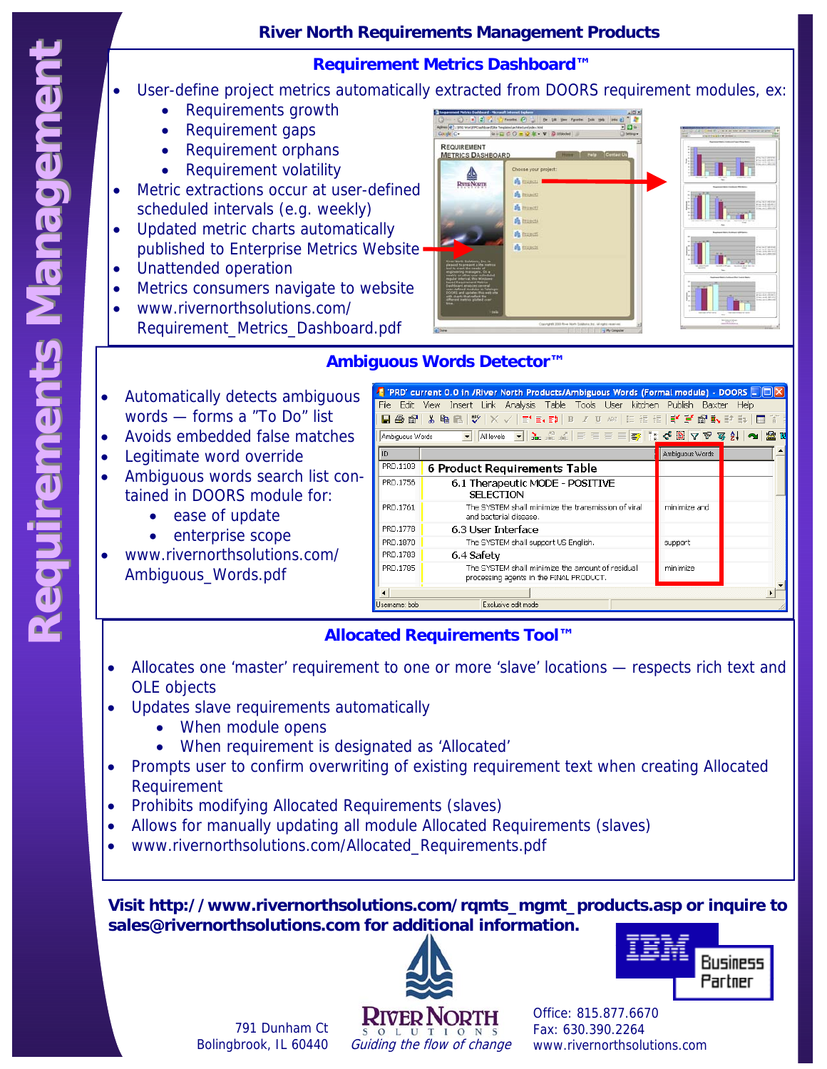# Requirements Management

## River North Requirements Management Products

### Requirement Metrics Dashboard™

- User-define project metrics automatically extracted from DOORS requirement modules, ex:
  - Requirements growth
  - Requirement gaps
  - Requirement orphans
  - Requirement volatility
- Metric extractions occur at user-defined scheduled intervals (e.g. weekly)
- Updated metric charts automatically published to Enterprise Metrics Website
- Unattended operation
- Metrics consumers navigate to website
- www.rivernorthsolutions.com/Requirement_Metrics_Dashboard.pdf

### Ambiguous Words Detector™

- Automatically detects ambiguous words — forms a "To Do" list
- Avoids embedded false matches
- Legitimate word override
- Ambiguous words search list contained in DOORS module for:
  - ease of update
  - enterprise scope
- www.rivernorthsolutions.com/Ambiguous_Words.pdf

### Allocated Requirements Tool™

- Allocates one 'master' requirement to one or more 'slave' locations — respects rich text and OLE objects
- Updates slave requirements automatically
  - When module opens
  - When requirement is designated as 'Allocated'
- Prompts user to confirm overwriting of existing requirement text when creating Allocated Requirement
- Prohibits modifying Allocated Requirements (slaves)
- Allows for manually updating all module Allocated Requirements (slaves)
- www.rivernorthsolutions.com/Allocated_Requirements.pdf

**Visit http://www.rivernorthsolutions.com/rqmts_mgmt_products.asp or inquire to sales@rivernorthsolutions.com for additional information.**

IBM Business Partner

RIVER NORTH SOLUTIONS
*Guiding the flow of change*

791 Dunham Ct
Bolingbrook, IL 60440

Office: 815.877.6670
Fax: 630.390.2264
www.rivernorthsolutions.com